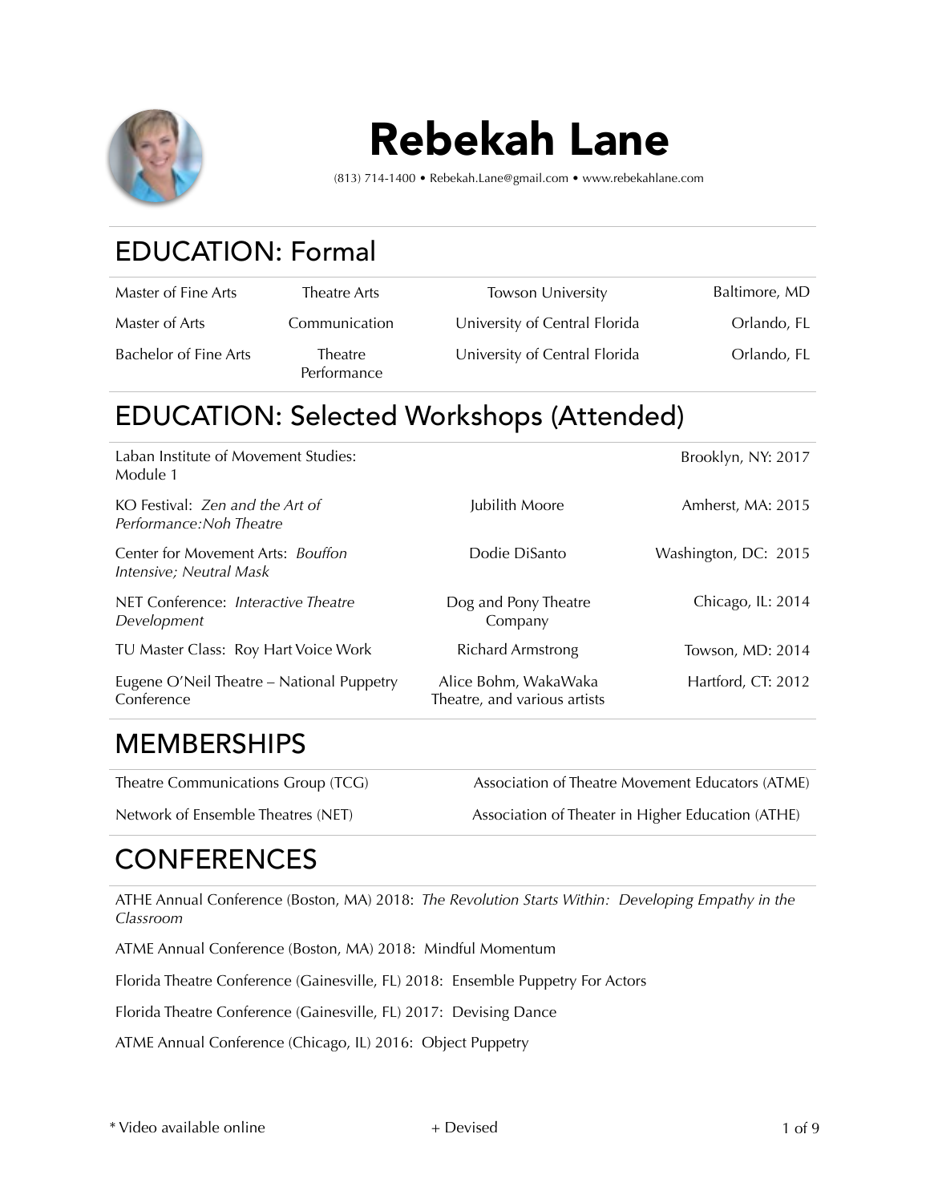# Rebekah Lane

(813) 714-1400 • Rebekah.Lane@gmail.com • www.rebekahlane.com

## EDUCATION: Formal

| | | | |
|---|---|---|---|
| Master of Fine Arts | Theatre Arts | Towson University | Baltimore, MD |
| Master of Arts | Communication | University of Central Florida | Orlando, FL |
| Bachelor of Fine Arts | Theatre Performance | University of Central Florida | Orlando, FL |

## EDUCATION: Selected Workshops (Attended)

| | | |
|---|---|---|
| Laban Institute of Movement Studies: Module 1 | | Brooklyn, NY: 2017 |
| KO Festival: *Zen and the Art of Performance:Noh Theatre* | Jubilith Moore | Amherst, MA: 2015 |
| Center for Movement Arts: *Bouffon Intensive; Neutral Mask* | Dodie DiSanto | Washington, DC: 2015 |
| NET Conference: *Interactive Theatre Development* | Dog and Pony Theatre Company | Chicago, IL: 2014 |
| TU Master Class: Roy Hart Voice Work | Richard Armstrong | Towson, MD: 2014 |
| Eugene O'Neil Theatre – National Puppetry Conference | Alice Bohm, WakaWaka Theatre, and various artists | Hartford, CT: 2012 |

## MEMBERSHIPS

| | |
|---|---|
| Theatre Communications Group (TCG) | Association of Theatre Movement Educators (ATME) |
| Network of Ensemble Theatres (NET) | Association of Theater in Higher Education (ATHE) |

## CONFERENCES

ATHE Annual Conference (Boston, MA) 2018: *The Revolution Starts Within: Developing Empathy in the Classroom*

ATME Annual Conference (Boston, MA) 2018: Mindful Momentum

Florida Theatre Conference (Gainesville, FL) 2018: Ensemble Puppetry For Actors

Florida Theatre Conference (Gainesville, FL) 2017: Devising Dance

ATME Annual Conference (Chicago, IL) 2016: Object Puppetry

\* Video available online + Devised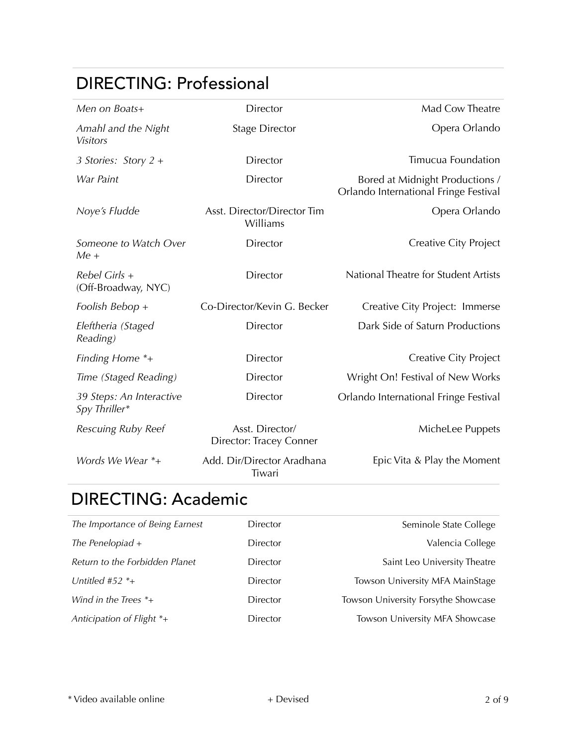## DIRECTING: Professional

| | | |
|---|---|---|
| *Men on Boats+* | Director | Mad Cow Theatre |
| *Amahl and the Night Visitors* | Stage Director | Opera Orlando |
| *3 Stories: Story 2 +* | Director | Timucua Foundation |
| *War Paint* | Director | Bored at Midnight Productions / Orlando International Fringe Festival |
| *Noye's Fludde* | Asst. Director/Director Tim Williams | Opera Orlando |
| *Someone to Watch Over Me +* | Director | Creative City Project |
| *Rebel Girls +* (Off-Broadway, NYC) | Director | National Theatre for Student Artists |
| *Foolish Bebop +* | Co-Director/Kevin G. Becker | Creative City Project: Immerse |
| *Eleftheria (Staged Reading)* | Director | Dark Side of Saturn Productions |
| *Finding Home *+* | Director | Creative City Project |
| *Time (Staged Reading)* | Director | Wright On! Festival of New Works |
| *39 Steps: An Interactive Spy Thriller** | Director | Orlando International Fringe Festival |
| *Rescuing Ruby Reef* | Asst. Director/ Director: Tracey Conner | MicheLee Puppets |
| *Words We Wear *+* | Add. Dir/Director Aradhana Tiwari | Epic Vita & Play the Moment |

## DIRECTING: Academic

| | | |
|---|---|---|
| *The Importance of Being Earnest* | Director | Seminole State College |
| *The Penelopiad +* | Director | Valencia College |
| *Return to the Forbidden Planet* | Director | Saint Leo University Theatre |
| *Untitled #52 *+* | Director | Towson University MFA MainStage |
| *Wind in the Trees *+* | Director | Towson University Forsythe Showcase |
| *Anticipation of Flight *+* | Director | Towson University MFA Showcase |

\* Video available online    + Devised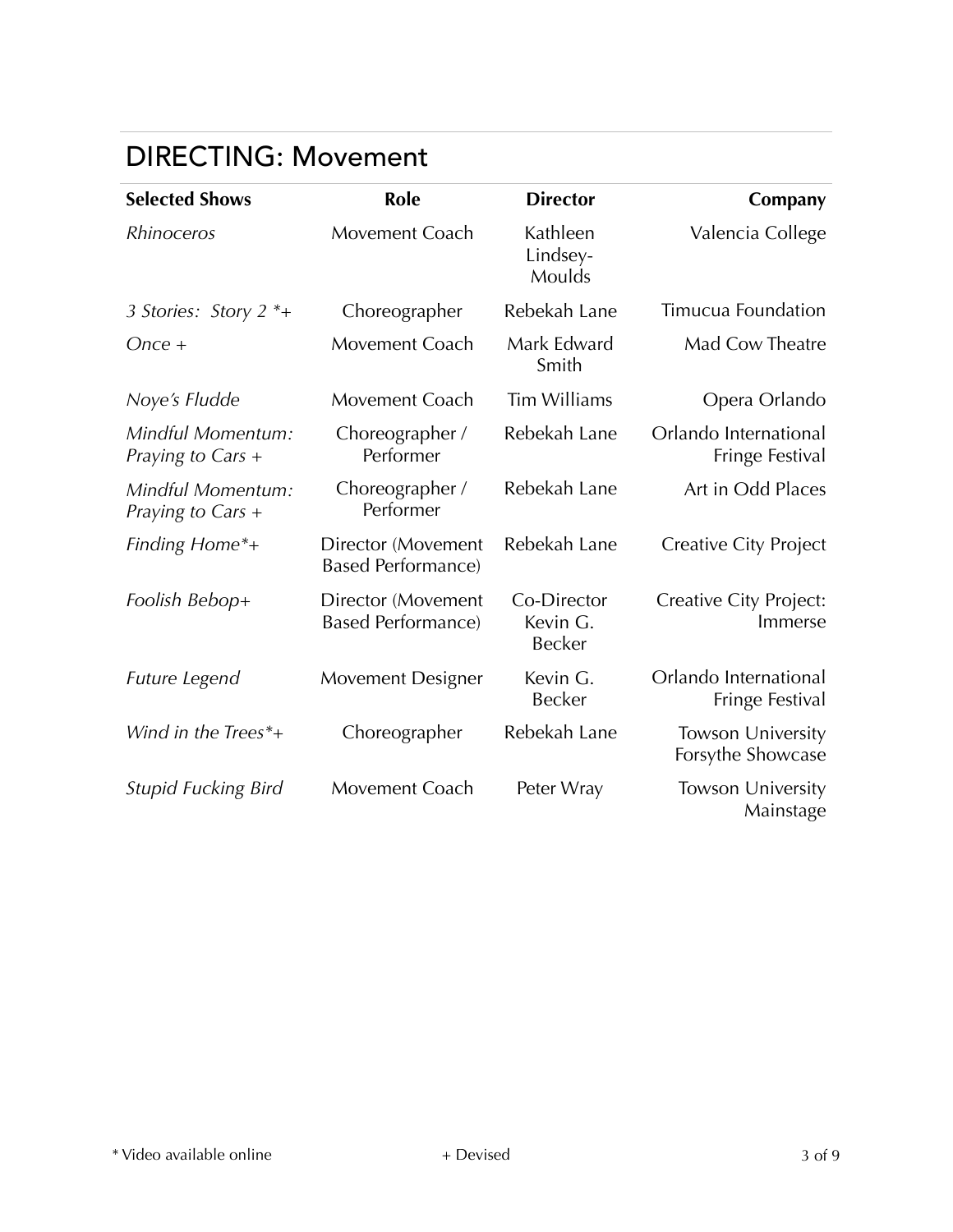## DIRECTING: Movement

| **Selected Shows** | **Role** | **Director** | **Company** |
| --- | --- | --- | --- |
| *Rhinoceros* | Movement Coach | Kathleen Lindsey-Moulds | Valencia College |
| *3 Stories: Story 2* *+ | Choreographer | Rebekah Lane | Timucua Foundation |
| *Once* + | Movement Coach | Mark Edward Smith | Mad Cow Theatre |
| *Noye's Fludde* | Movement Coach | Tim Williams | Opera Orlando |
| *Mindful Momentum: Praying to Cars* + | Choreographer / Performer | Rebekah Lane | Orlando International Fringe Festival |
| *Mindful Momentum: Praying to Cars* + | Choreographer / Performer | Rebekah Lane | Art in Odd Places |
| *Finding Home**+ | Director (Movement Based Performance) | Rebekah Lane | Creative City Project |
| *Foolish Bebop*+ | Director (Movement Based Performance) | Co-Director Kevin G. Becker | Creative City Project: Immerse |
| *Future Legend* | Movement Designer | Kevin G. Becker | Orlando International Fringe Festival |
| *Wind in the Trees**+ | Choreographer | Rebekah Lane | Towson University Forsythe Showcase |
| *Stupid Fucking Bird* | Movement Coach | Peter Wray | Towson University Mainstage |

* Video available online + Devised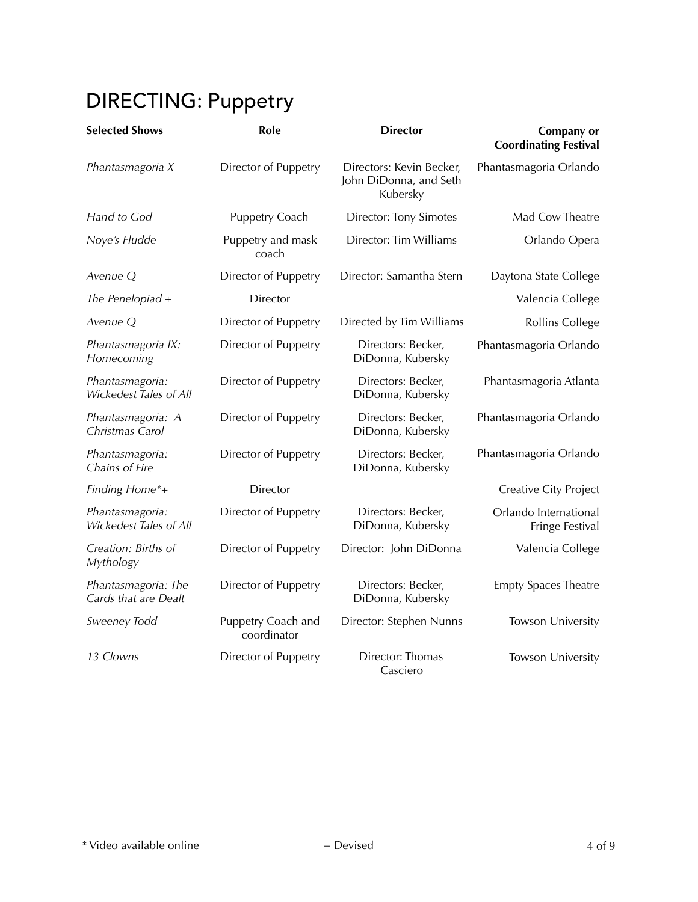# DIRECTING: Puppetry

| Selected Shows | Role | Director | Company or Coordinating Festival |
|---|---|---|---|
| *Phantasmagoria X* | Director of Puppetry | Directors: Kevin Becker, John DiDonna, and Seth Kubersky | Phantasmagoria Orlando |
| *Hand to God* | Puppetry Coach | Director: Tony Simotes | Mad Cow Theatre |
| *Noye's Fludde* | Puppetry and mask coach | Director: Tim Williams | Orlando Opera |
| *Avenue Q* | Director of Puppetry | Director: Samantha Stern | Daytona State College |
| *The Penelopiad +* | Director | | Valencia College |
| *Avenue Q* | Director of Puppetry | Directed by Tim Williams | Rollins College |
| *Phantasmagoria IX: Homecoming* | Director of Puppetry | Directors: Becker, DiDonna, Kubersky | Phantasmagoria Orlando |
| *Phantasmagoria: Wickedest Tales of All* | Director of Puppetry | Directors: Becker, DiDonna, Kubersky | Phantasmagoria Atlanta |
| *Phantasmagoria: A Christmas Carol* | Director of Puppetry | Directors: Becker, DiDonna, Kubersky | Phantasmagoria Orlando |
| *Phantasmagoria: Chains of Fire* | Director of Puppetry | Directors: Becker, DiDonna, Kubersky | Phantasmagoria Orlando |
| *Finding Home*\*+ | Director | | Creative City Project |
| *Phantasmagoria: Wickedest Tales of All* | Director of Puppetry | Directors: Becker, DiDonna, Kubersky | Orlando International Fringe Festival |
| *Creation: Births of Mythology* | Director of Puppetry | Director: John DiDonna | Valencia College |
| *Phantasmagoria: The Cards that are Dealt* | Director of Puppetry | Directors: Becker, DiDonna, Kubersky | Empty Spaces Theatre |
| *Sweeney Todd* | Puppetry Coach and coordinator | Director: Stephen Nunns | Towson University |
| *13 Clowns* | Director of Puppetry | Director: Thomas Casciero | Towson University |

\* Video available online

\+ Devised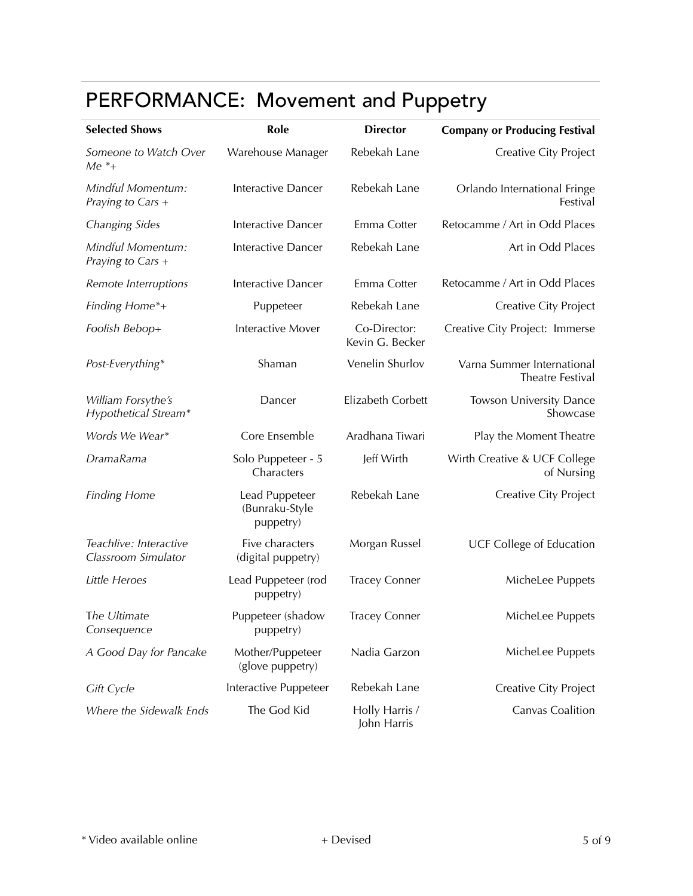# PERFORMANCE: Movement and Puppetry

| Selected Shows | Role | Director | Company or Producing Festival |
|---|---|---|---|
| *Someone to Watch Over Me \*+* | Warehouse Manager | Rebekah Lane | Creative City Project |
| *Mindful Momentum: Praying to Cars +* | Interactive Dancer | Rebekah Lane | Orlando International Fringe Festival |
| *Changing Sides* | Interactive Dancer | Emma Cotter | Retocamme / Art in Odd Places |
| *Mindful Momentum: Praying to Cars +* | Interactive Dancer | Rebekah Lane | Art in Odd Places |
| *Remote Interruptions* | Interactive Dancer | Emma Cotter | Retocamme / Art in Odd Places |
| *Finding Home\*+* | Puppeteer | Rebekah Lane | Creative City Project |
| *Foolish Bebop+* | Interactive Mover | Co-Director: Kevin G. Becker | Creative City Project: Immerse |
| *Post-Everything\** | Shaman | Venelin Shurlov | Varna Summer International Theatre Festival |
| *William Forsythe's Hypothetical Stream\** | Dancer | Elizabeth Corbett | Towson University Dance Showcase |
| *Words We Wear\** | Core Ensemble | Aradhana Tiwari | Play the Moment Theatre |
| *DramaRama* | Solo Puppeteer - 5 Characters | Jeff Wirth | Wirth Creative & UCF College of Nursing |
| *Finding Home* | Lead Puppeteer (Bunraku-Style puppetry) | Rebekah Lane | Creative City Project |
| *Teachlive: Interactive Classroom Simulator* | Five characters (digital puppetry) | Morgan Russel | UCF College of Education |
| *Little Heroes* | Lead Puppeteer (rod puppetry) | Tracey Conner | MicheLee Puppets |
| *The Ultimate Consequence* | Puppeteer (shadow puppetry) | Tracey Conner | MicheLee Puppets |
| *A Good Day for Pancake* | Mother/Puppeteer (glove puppetry) | Nadia Garzon | MicheLee Puppets |
| *Gift Cycle* | Interactive Puppeteer | Rebekah Lane | Creative City Project |
| *Where the Sidewalk Ends* | The God Kid | Holly Harris / John Harris | Canvas Coalition |

\* Video available online + Devised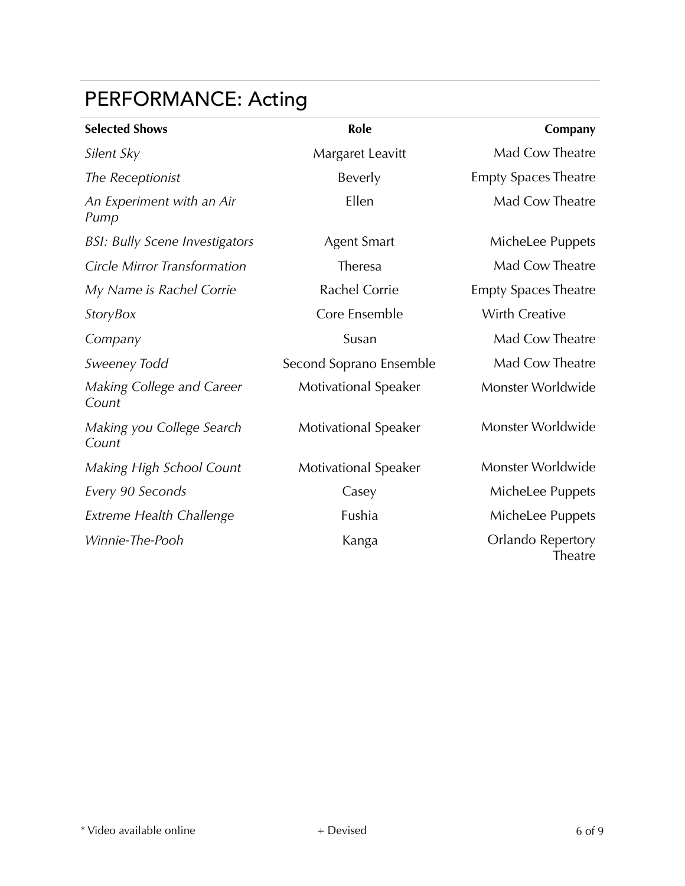# PERFORMANCE: Acting

| Selected Shows | Role | Company |
|---|---|---|
| *Silent Sky* | Margaret Leavitt | Mad Cow Theatre |
| *The Receptionist* | Beverly | Empty Spaces Theatre |
| *An Experiment with an Air Pump* | Ellen | Mad Cow Theatre |
| *BSI: Bully Scene Investigators* | Agent Smart | MicheLee Puppets |
| *Circle Mirror Transformation* | Theresa | Mad Cow Theatre |
| *My Name is Rachel Corrie* | Rachel Corrie | Empty Spaces Theatre |
| *StoryBox* | Core Ensemble | Wirth Creative |
| *Company* | Susan | Mad Cow Theatre |
| *Sweeney Todd* | Second Soprano Ensemble | Mad Cow Theatre |
| *Making College and Career Count* | Motivational Speaker | Monster Worldwide |
| *Making you College Search Count* | Motivational Speaker | Monster Worldwide |
| *Making High School Count* | Motivational Speaker | Monster Worldwide |
| *Every 90 Seconds* | Casey | MicheLee Puppets |
| *Extreme Health Challenge* | Fushia | MicheLee Puppets |
| *Winnie-The-Pooh* | Kanga | Orlando Repertory Theatre |

* Video available online + Devised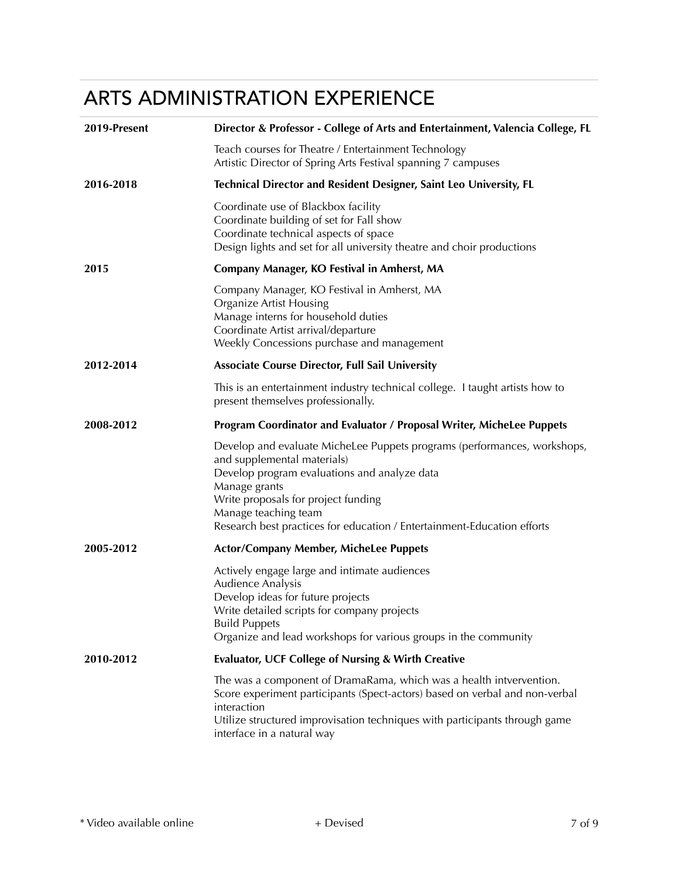# ARTS ADMINISTRATION EXPERIENCE

**2019-Present** — **Director & Professor - College of Arts and Entertainment, Valencia College, FL**

Teach courses for Theatre / Entertainment Technology
Artistic Director of Spring Arts Festival spanning 7 campuses

**2016-2018** — **Technical Director and Resident Designer, Saint Leo University, FL**

Coordinate use of Blackbox facility
Coordinate building of set for Fall show
Coordinate technical aspects of space
Design lights and set for all university theatre and choir productions

**2015** — **Company Manager, KO Festival in Amherst, MA**

Company Manager, KO Festival in Amherst, MA
Organize Artist Housing
Manage interns for household duties
Coordinate Artist arrival/departure
Weekly Concessions purchase and management

**2012-2014** — **Associate Course Director, Full Sail University**

This is an entertainment industry technical college. I taught artists how to present themselves professionally.

**2008-2012** — **Program Coordinator and Evaluator / Proposal Writer, MicheLee Puppets**

Develop and evaluate MicheLee Puppets programs (performances, workshops, and supplemental materials)
Develop program evaluations and analyze data
Manage grants
Write proposals for project funding
Manage teaching team
Research best practices for education / Entertainment-Education efforts

**2005-2012** — **Actor/Company Member, MicheLee Puppets**

Actively engage large and intimate audiences
Audience Analysis
Develop ideas for future projects
Write detailed scripts for company projects
Build Puppets
Organize and lead workshops for various groups in the community

**2010-2012** — **Evaluator, UCF College of Nursing & Wirth Creative**

The was a component of DramaRama, which was a health intvervention.
Score experiment participants (Spect-actors) based on verbal and non-verbal interaction
Utilize structured improvisation techniques with participants through game interface in a natural way

* Video available online + Devised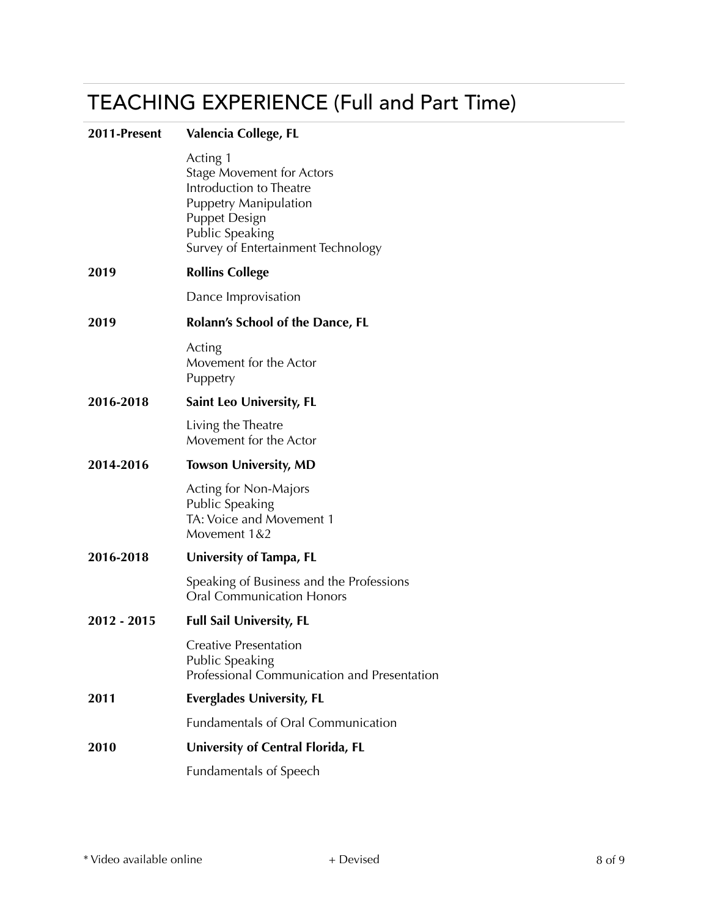# TEACHING EXPERIENCE (Full and Part Time)

**2011-Present** **Valencia College, FL**

Acting 1
Stage Movement for Actors
Introduction to Theatre
Puppetry Manipulation
Puppet Design
Public Speaking
Survey of Entertainment Technology

**2019** **Rollins College**

Dance Improvisation

**2019** **Rolann's School of the Dance, FL**

Acting
Movement for the Actor
Puppetry

**2016-2018** **Saint Leo University, FL**

Living the Theatre
Movement for the Actor

**2014-2016** **Towson University, MD**

Acting for Non-Majors
Public Speaking
TA: Voice and Movement 1
Movement 1&2

**2016-2018** **University of Tampa, FL**

Speaking of Business and the Professions
Oral Communication Honors

**2012 - 2015** **Full Sail University, FL**

Creative Presentation
Public Speaking
Professional Communication and Presentation

**2011** **Everglades University, FL**

Fundamentals of Oral Communication

**2010** **University of Central Florida, FL**

Fundamentals of Speech

* Video available online + Devised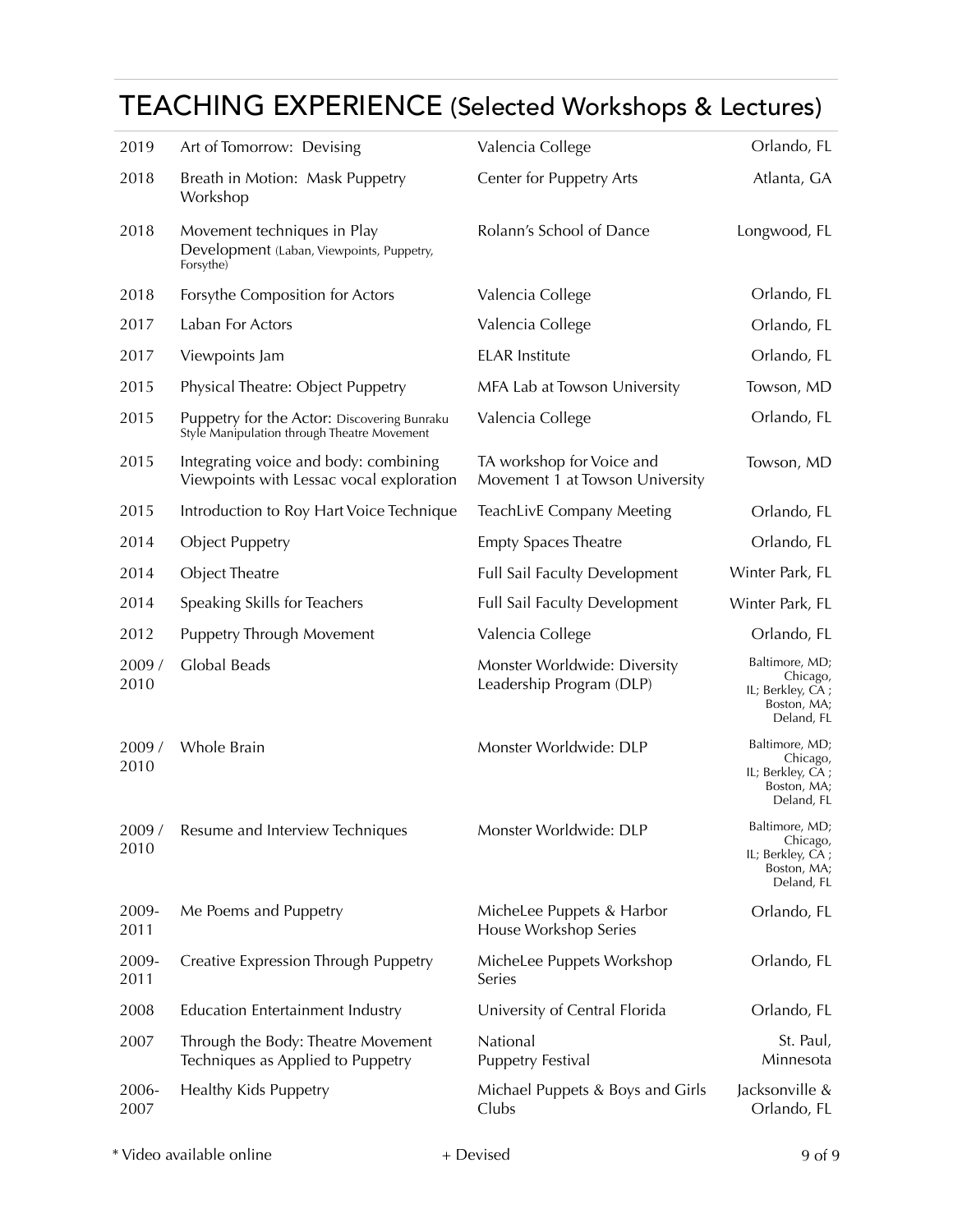# TEACHING EXPERIENCE (Selected Workshops & Lectures)

| | | | |
|---|---|---|---|
| 2019 | Art of Tomorrow: Devising | Valencia College | Orlando, FL |
| 2018 | Breath in Motion: Mask Puppetry Workshop | Center for Puppetry Arts | Atlanta, GA |
| 2018 | Movement techniques in Play Development (Laban, Viewpoints, Puppetry, Forsythe) | Rolann's School of Dance | Longwood, FL |
| 2018 | Forsythe Composition for Actors | Valencia College | Orlando, FL |
| 2017 | Laban For Actors | Valencia College | Orlando, FL |
| 2017 | Viewpoints Jam | ELAR Institute | Orlando, FL |
| 2015 | Physical Theatre: Object Puppetry | MFA Lab at Towson University | Towson, MD |
| 2015 | Puppetry for the Actor: Discovering Bunraku Style Manipulation through Theatre Movement | Valencia College | Orlando, FL |
| 2015 | Integrating voice and body: combining Viewpoints with Lessac vocal exploration | TA workshop for Voice and Movement 1 at Towson University | Towson, MD |
| 2015 | Introduction to Roy Hart Voice Technique | TeachLivE Company Meeting | Orlando, FL |
| 2014 | Object Puppetry | Empty Spaces Theatre | Orlando, FL |
| 2014 | Object Theatre | Full Sail Faculty Development | Winter Park, FL |
| 2014 | Speaking Skills for Teachers | Full Sail Faculty Development | Winter Park, FL |
| 2012 | Puppetry Through Movement | Valencia College | Orlando, FL |
| 2009 / 2010 | Global Beads | Monster Worldwide: Diversity Leadership Program (DLP) | Baltimore, MD; Chicago, IL; Berkley, CA ; Boston, MA; Deland, FL |
| 2009 / 2010 | Whole Brain | Monster Worldwide: DLP | Baltimore, MD; Chicago, IL; Berkley, CA ; Boston, MA; Deland, FL |
| 2009 / 2010 | Resume and Interview Techniques | Monster Worldwide: DLP | Baltimore, MD; Chicago, IL; Berkley, CA ; Boston, MA; Deland, FL |
| 2009-2011 | Me Poems and Puppetry | MicheLee Puppets & Harbor House Workshop Series | Orlando, FL |
| 2009-2011 | Creative Expression Through Puppetry | MicheLee Puppets Workshop Series | Orlando, FL |
| 2008 | Education Entertainment Industry | University of Central Florida | Orlando, FL |
| 2007 | Through the Body: Theatre Movement Techniques as Applied to Puppetry | National Puppetry Festival | St. Paul, Minnesota |
| 2006-2007 | Healthy Kids Puppetry | Michael Puppets & Boys and Girls Clubs | Jacksonville & Orlando, FL |

* Video available online + Devised